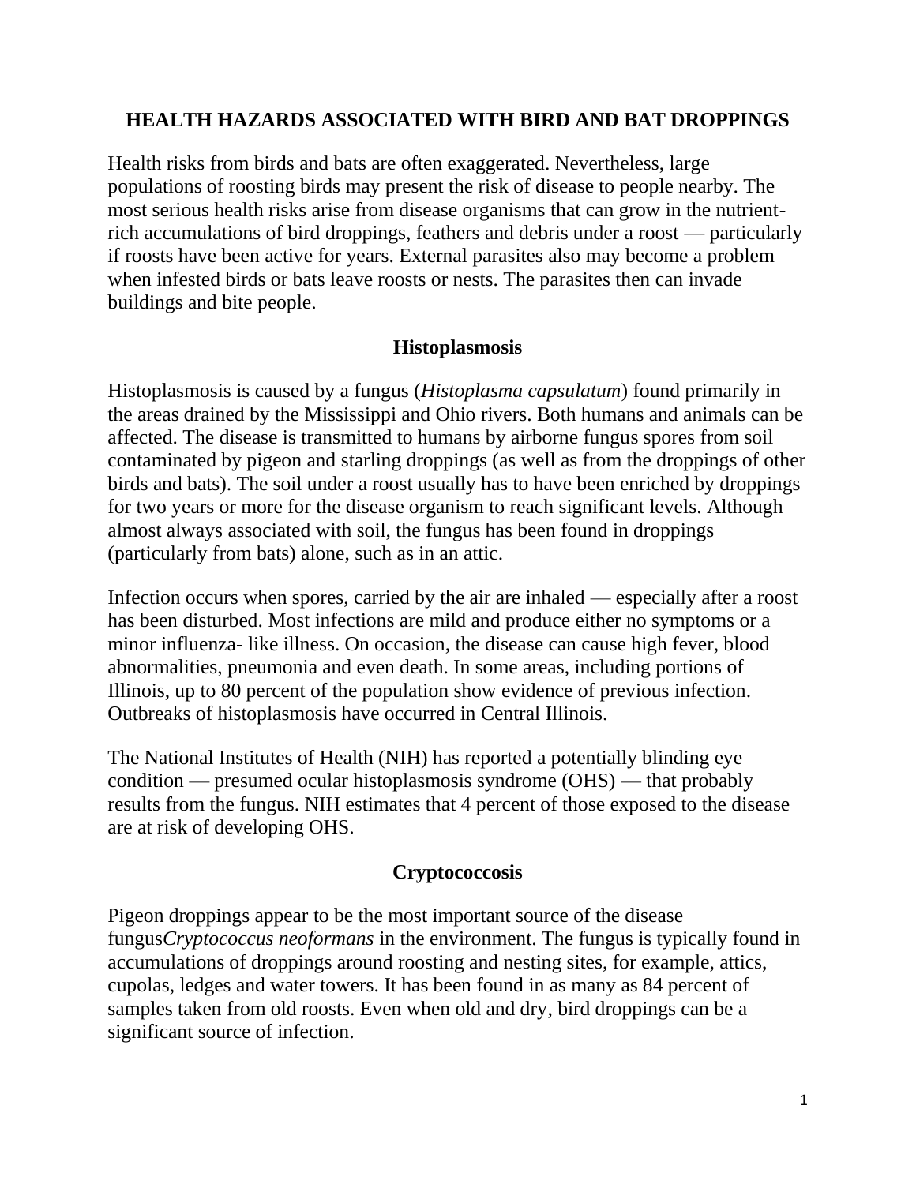# HEALTH HAZARDS ASSOCIATED WITH BIRD AND BAT DROPPINGS

Health risks from birds and bats are often exaggerated. Nevertheless, large populations of roosting birds may present the risk of disease to people nearby. The most serious health risks arise from disease organisms that can grow in the nutrient-rich accumulations of bird droppings, feathers and debris under a roost — particularly if roosts have been active for years. External parasites also may become a problem when infested birds or bats leave roosts or nests. The parasites then can invade buildings and bite people.

## Histoplasmosis

Histoplasmosis is caused by a fungus (*Histoplasma capsulatum*) found primarily in the areas drained by the Mississippi and Ohio rivers. Both humans and animals can be affected. The disease is transmitted to humans by airborne fungus spores from soil contaminated by pigeon and starling droppings (as well as from the droppings of other birds and bats). The soil under a roost usually has to have been enriched by droppings for two years or more for the disease organism to reach significant levels. Although almost always associated with soil, the fungus has been found in droppings (particularly from bats) alone, such as in an attic.

Infection occurs when spores, carried by the air are inhaled — especially after a roost has been disturbed. Most infections are mild and produce either no symptoms or a minor influenza- like illness. On occasion, the disease can cause high fever, blood abnormalities, pneumonia and even death. In some areas, including portions of Illinois, up to 80 percent of the population show evidence of previous infection. Outbreaks of histoplasmosis have occurred in Central Illinois.

The National Institutes of Health (NIH) has reported a potentially blinding eye condition — presumed ocular histoplasmosis syndrome (OHS) — that probably results from the fungus. NIH estimates that 4 percent of those exposed to the disease are at risk of developing OHS.

## Cryptococcosis

Pigeon droppings appear to be the most important source of the disease fungus*Cryptococcus neoformans* in the environment. The fungus is typically found in accumulations of droppings around roosting and nesting sites, for example, attics, cupolas, ledges and water towers. It has been found in as many as 84 percent of samples taken from old roosts. Even when old and dry, bird droppings can be a significant source of infection.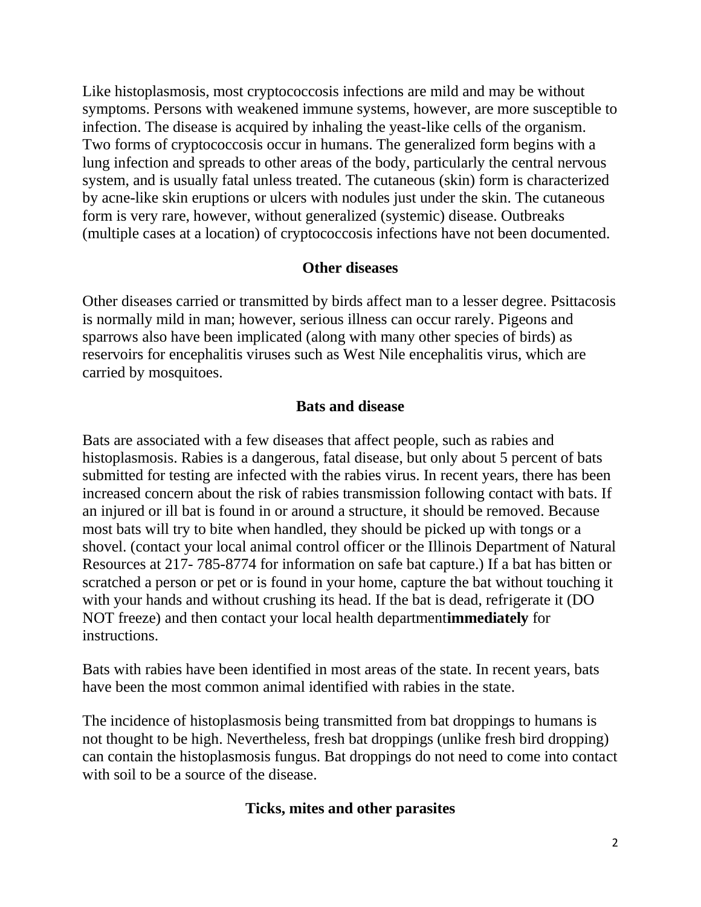Like histoplasmosis, most cryptococcosis infections are mild and may be without symptoms. Persons with weakened immune systems, however, are more susceptible to infection. The disease is acquired by inhaling the yeast-like cells of the organism. Two forms of cryptococcosis occur in humans. The generalized form begins with a lung infection and spreads to other areas of the body, particularly the central nervous system, and is usually fatal unless treated. The cutaneous (skin) form is characterized by acne-like skin eruptions or ulcers with nodules just under the skin. The cutaneous form is very rare, however, without generalized (systemic) disease. Outbreaks (multiple cases at a location) of cryptococcosis infections have not been documented.

## Other diseases

Other diseases carried or transmitted by birds affect man to a lesser degree. Psittacosis is normally mild in man; however, serious illness can occur rarely. Pigeons and sparrows also have been implicated (along with many other species of birds) as reservoirs for encephalitis viruses such as West Nile encephalitis virus, which are carried by mosquitoes.

## Bats and disease

Bats are associated with a few diseases that affect people, such as rabies and histoplasmosis. Rabies is a dangerous, fatal disease, but only about 5 percent of bats submitted for testing are infected with the rabies virus. In recent years, there has been increased concern about the risk of rabies transmission following contact with bats. If an injured or ill bat is found in or around a structure, it should be removed. Because most bats will try to bite when handled, they should be picked up with tongs or a shovel. (contact your local animal control officer or the Illinois Department of Natural Resources at 217- 785-8774 for information on safe bat capture.) If a bat has bitten or scratched a person or pet or is found in your home, capture the bat without touching it with your hands and without crushing its head. If the bat is dead, refrigerate it (DO NOT freeze) and then contact your local health department**immediately** for instructions.

Bats with rabies have been identified in most areas of the state. In recent years, bats have been the most common animal identified with rabies in the state.

The incidence of histoplasmosis being transmitted from bat droppings to humans is not thought to be high. Nevertheless, fresh bat droppings (unlike fresh bird dropping) can contain the histoplasmosis fungus. Bat droppings do not need to come into contact with soil to be a source of the disease.

## Ticks, mites and other parasites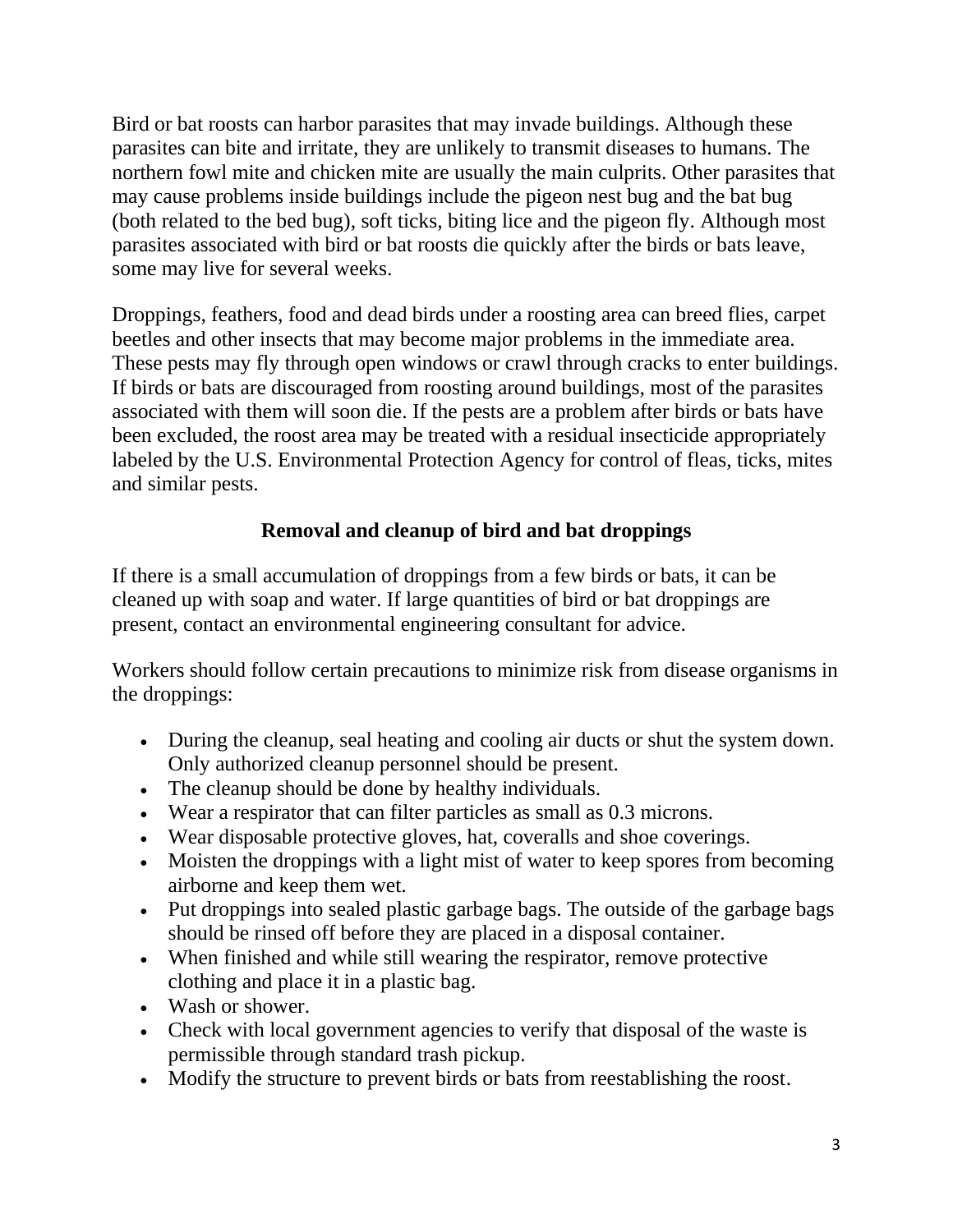Bird or bat roosts can harbor parasites that may invade buildings. Although these parasites can bite and irritate, they are unlikely to transmit diseases to humans. The northern fowl mite and chicken mite are usually the main culprits. Other parasites that may cause problems inside buildings include the pigeon nest bug and the bat bug (both related to the bed bug), soft ticks, biting lice and the pigeon fly. Although most parasites associated with bird or bat roosts die quickly after the birds or bats leave, some may live for several weeks.

Droppings, feathers, food and dead birds under a roosting area can breed flies, carpet beetles and other insects that may become major problems in the immediate area. These pests may fly through open windows or crawl through cracks to enter buildings. If birds or bats are discouraged from roosting around buildings, most of the parasites associated with them will soon die. If the pests are a problem after birds or bats have been excluded, the roost area may be treated with a residual insecticide appropriately labeled by the U.S. Environmental Protection Agency for control of fleas, ticks, mites and similar pests.

## Removal and cleanup of bird and bat droppings

If there is a small accumulation of droppings from a few birds or bats, it can be cleaned up with soap and water. If large quantities of bird or bat droppings are present, contact an environmental engineering consultant for advice.

Workers should follow certain precautions to minimize risk from disease organisms in the droppings:

- During the cleanup, seal heating and cooling air ducts or shut the system down. Only authorized cleanup personnel should be present.
- The cleanup should be done by healthy individuals.
- Wear a respirator that can filter particles as small as 0.3 microns.
- Wear disposable protective gloves, hat, coveralls and shoe coverings.
- Moisten the droppings with a light mist of water to keep spores from becoming airborne and keep them wet.
- Put droppings into sealed plastic garbage bags. The outside of the garbage bags should be rinsed off before they are placed in a disposal container.
- When finished and while still wearing the respirator, remove protective clothing and place it in a plastic bag.
- Wash or shower.
- Check with local government agencies to verify that disposal of the waste is permissible through standard trash pickup.
- Modify the structure to prevent birds or bats from reestablishing the roost.